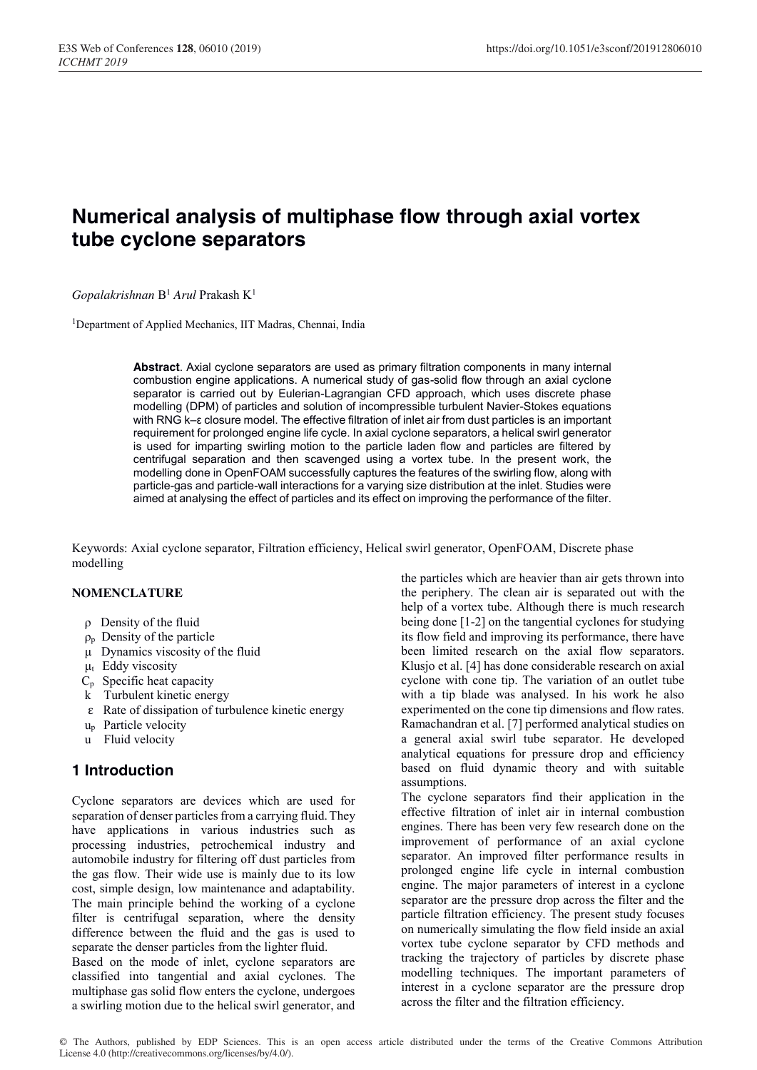# Numerical analysis of multiphase flow through axial vortex tube cyclone separators

*Gopalakrishnan* B[1] *Arul* Prakash K[1]

[1]Department of Applied Mechanics, IIT Madras, Chennai, India

**Abstract**. Axial cyclone separators are used as primary filtration components in many internal combustion engine applications. A numerical study of gas-solid flow through an axial cyclone separator is carried out by Eulerian-Lagrangian CFD approach, which uses discrete phase modelling (DPM) of particles and solution of incompressible turbulent Navier-Stokes equations with RNG k–ε closure model. The effective filtration of inlet air from dust particles is an important requirement for prolonged engine life cycle. In axial cyclone separators, a helical swirl generator is used for imparting swirling motion to the particle laden flow and particles are filtered by centrifugal separation and then scavenged using a vortex tube. In the present work, the modelling done in OpenFOAM successfully captures the features of the swirling flow, along with particle-gas and particle-wall interactions for a varying size distribution at the inlet. Studies were aimed at analysing the effect of particles and its effect on improving the performance of the filter.

Keywords: Axial cyclone separator, Filtration efficiency, Helical swirl generator, OpenFOAM, Discrete phase modelling

**NOMENCLATURE**

- $\rho$ Density of the fluid
- $\rho_p$ Density of the particle
- $\mu$ Dynamics viscosity of the fluid
- $\mu_t$ Eddy viscosity
- $C_p$ Specific heat capacity
- $k$ Turbulent kinetic energy
- $\varepsilon$ Rate of dissipation of turbulence kinetic energy
- $u_p$ Particle velocity
- $u$ Fluid velocity

## 1 Introduction

Cyclone separators are devices which are used for separation of denser particles from a carrying fluid. They have applications in various industries such as processing industries, petrochemical industry and automobile industry for filtering off dust particles from the gas flow. Their wide use is mainly due to its low cost, simple design, low maintenance and adaptability. The main principle behind the working of a cyclone filter is centrifugal separation, where the density difference between the fluid and the gas is used to separate the denser particles from the lighter fluid.

Based on the mode of inlet, cyclone separators are classified into tangential and axial cyclones. The multiphase gas solid flow enters the cyclone, undergoes a swirling motion due to the helical swirl generator, and the particles which are heavier than air gets thrown into the periphery. The clean air is separated out with the help of a vortex tube. Although there is much research being done [1-2] on the tangential cyclones for studying its flow field and improving its performance, there have been limited research on the axial flow separators. Klusjo et al. [4] has done considerable research on axial cyclone with cone tip. The variation of an outlet tube with a tip blade was analysed. In his work he also experimented on the cone tip dimensions and flow rates. Ramachandran et al. [7] performed analytical studies on a general axial swirl tube separator. He developed analytical equations for pressure drop and efficiency based on fluid dynamic theory and with suitable assumptions.

The cyclone separators find their application in the effective filtration of inlet air in internal combustion engines. There has been very few research done on the improvement of performance of an axial cyclone separator. An improved filter performance results in prolonged engine life cycle in internal combustion engine. The major parameters of interest in a cyclone separator are the pressure drop across the filter and the particle filtration efficiency. The present study focuses on numerically simulating the flow field inside an axial vortex tube cyclone separator by CFD methods and tracking the trajectory of particles by discrete phase modelling techniques. The important parameters of interest in a cyclone separator are the pressure drop across the filter and the filtration efficiency.

© The Authors, published by EDP Sciences. This is an open access article distributed under the terms of the Creative Commons Attribution License 4.0 (http://creativecommons.org/licenses/by/4.0/).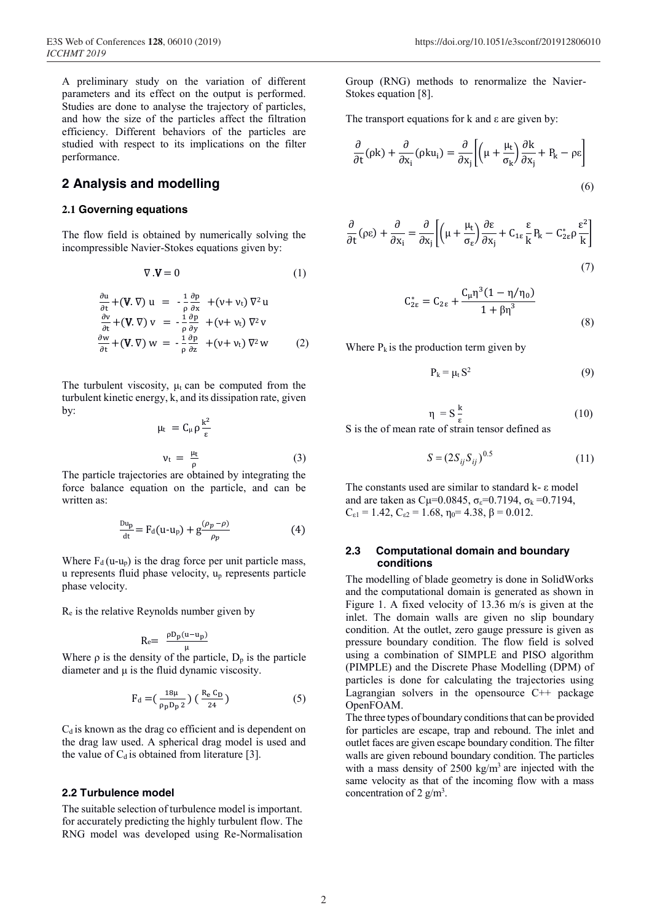A preliminary study on the variation of different parameters and its effect on the output is performed. Studies are done to analyse the trajectory of particles, and how the size of the particles affect the filtration efficiency. Different behaviors of the particles are studied with respect to its implications on the filter performance.

## 2 Analysis and modelling

### 2.1 Governing equations

The flow field is obtained by numerically solving the incompressible Navier-Stokes equations given by:

$$\nabla . \mathbf{V} = 0 \tag{1}$$

$$\begin{aligned}
\frac{\partial u}{\partial t} + (\mathbf{V}.\nabla)\, u &= -\frac{1}{\rho}\frac{\partial p}{\partial x} + (\nu + \nu_t)\,\nabla^2 u \\
\frac{\partial v}{\partial t} + (\mathbf{V}.\nabla)\, v &= -\frac{1}{\rho}\frac{\partial p}{\partial y} + (\nu + \nu_t)\,\nabla^2 v \\
\frac{\partial w}{\partial t} + (\mathbf{V}.\nabla)\, w &= -\frac{1}{\rho}\frac{\partial p}{\partial z} + (\nu + \nu_t)\,\nabla^2 w
\end{aligned} \tag{2}$$

The turbulent viscosity, $\mu_t$ can be computed from the turbulent kinetic energy, k, and its dissipation rate, given by:

$$\mu_t = C_\mu \rho \frac{k^2}{\varepsilon}$$

$$\nu_t = \frac{\mu_t}{\rho} \tag{3}$$

The particle trajectories are obtained by integrating the force balance equation on the particle, and can be written as:

$$\frac{Du_p}{dt} = F_d(u - u_p) + g\frac{(\rho_p - \rho)}{\rho_p} \tag{4}$$

Where $F_d\,(u-u_p)$ is the drag force per unit particle mass, u represents fluid phase velocity, $u_p$ represents particle phase velocity.

$R_e$ is the relative Reynolds number given by

$$R_e = \frac{\rho D_p (u - u_p)}{\mu}$$

Where $\rho$ is the density of the particle, $D_p$ is the particle diameter and $\mu$ is the fluid dynamic viscosity.

$$F_d = \left(\frac{18\mu}{\rho_p D_p{}^2}\right)\left(\frac{R_e\, C_D}{24}\right) \tag{5}$$

$C_d$ is known as the drag co efficient and is dependent on the drag law used. A spherical drag model is used and the value of $C_d$ is obtained from literature [3].

### 2.2 Turbulence model

The suitable selection of turbulence model is important. for accurately predicting the highly turbulent flow. The RNG model was developed using Re-Normalisation Group (RNG) methods to renormalize the Navier-Stokes equation [8].

The transport equations for k and ε are given by:

$$\frac{\partial}{\partial t}(\rho k) + \frac{\partial}{\partial x_i}(\rho k u_i) = \frac{\partial}{\partial x_j}\left[\left(\mu + \frac{\mu_t}{\sigma_k}\right)\frac{\partial k}{\partial x_j} + P_k - \rho\varepsilon\right] \tag{6}$$

$$\frac{\partial}{\partial t}(\rho\varepsilon) + \frac{\partial}{\partial x_i} = \frac{\partial}{\partial x_j}\left[\left(\mu + \frac{\mu_t}{\sigma_\varepsilon}\right)\frac{\partial \varepsilon}{\partial x_j} + C_{1\varepsilon}\frac{\varepsilon}{k}P_k - C^*_{2\varepsilon}\rho\frac{\varepsilon^2}{k}\right] \tag{7}$$

$$C^*_{2\varepsilon} = C_{2\varepsilon} + \frac{C_\mu \eta^3 (1 - \eta/\eta_0)}{1 + \beta\eta^3} \tag{8}$$

Where $P_k$ is the production term given by

$$P_k = \mu_t S^2 \tag{9}$$

$$\eta = S\frac{k}{\varepsilon} \tag{10}$$

S is the of mean rate of strain tensor defined as

$$S = (2S_{ij}S_{ij})^{0.5} \tag{11}$$

The constants used are similar to standard k- ε model and are taken as $C_\mu$=0.0845, $\sigma_\varepsilon$=0.7194, $\sigma_k$ =0.7194, $C_{\varepsilon 1}$ = 1.42, $C_{\varepsilon 2}$ = 1.68, $\eta_0$= 4.38, β = 0.012.

### 2.3 Computational domain and boundary conditions

The modelling of blade geometry is done in SolidWorks and the computational domain is generated as shown in Figure 1. A fixed velocity of 13.36 m/s is given at the inlet. The domain walls are given no slip boundary condition. At the outlet, zero gauge pressure is given as pressure boundary condition. The flow field is solved using a combination of SIMPLE and PISO algorithm (PIMPLE) and the Discrete Phase Modelling (DPM) of particles is done for calculating the trajectories using Lagrangian solvers in the opensource C++ package OpenFOAM.

The three types of boundary conditions that can be provided for particles are escape, trap and rebound. The inlet and outlet faces are given escape boundary condition. The filter walls are given rebound boundary condition. The particles with a mass density of 2500 kg/m$^3$ are injected with the same velocity as that of the incoming flow with a mass concentration of 2 g/m$^3$.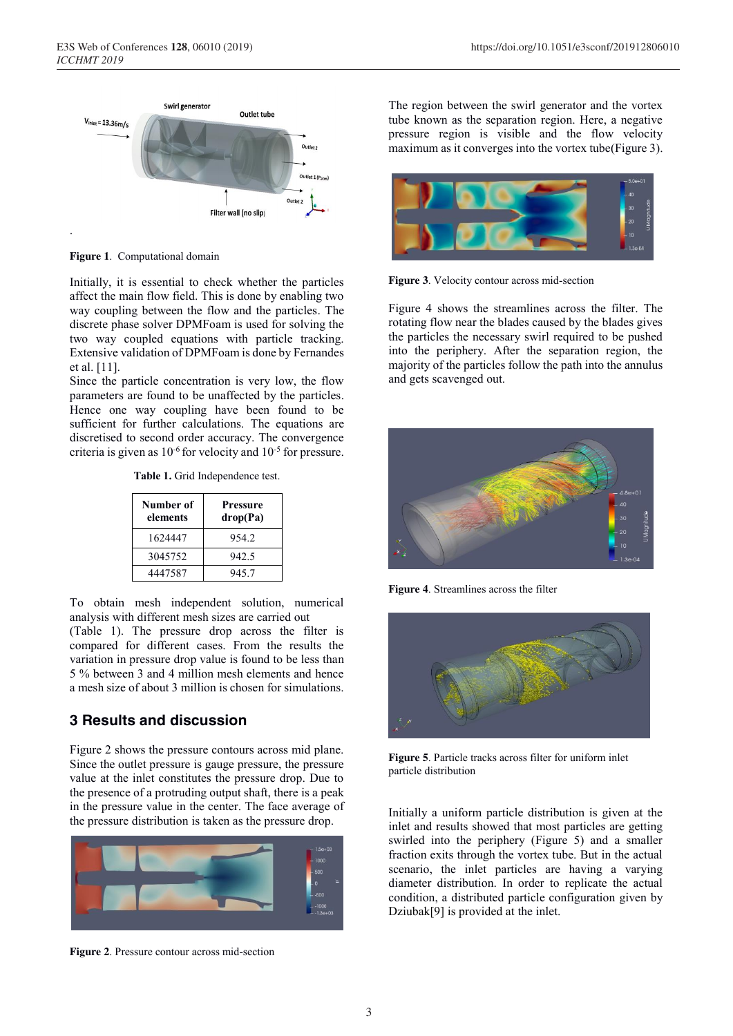**Figure 1**. Computational domain

Initially, it is essential to check whether the particles affect the main flow field. This is done by enabling two way coupling between the flow and the particles. The discrete phase solver DPMFoam is used for solving the two way coupled equations with particle tracking. Extensive validation of DPMFoam is done by Fernandes et al. [11].

Since the particle concentration is very low, the flow parameters are found to be unaffected by the particles. Hence one way coupling have been found to be sufficient for further calculations. The equations are discretised to second order accuracy. The convergence criteria is given as $10^{-6}$ for velocity and $10^{-5}$ for pressure.

**Table 1.** Grid Independence test.

| Number of elements | Pressure drop(Pa) |
|---|---|
| 1624447 | 954.2 |
| 3045752 | 942.5 |
| 4447587 | 945.7 |

To obtain mesh independent solution, numerical analysis with different mesh sizes are carried out (Table 1). The pressure drop across the filter is compared for different cases. From the results the variation in pressure drop value is found to be less than 5 % between 3 and 4 million mesh elements and hence a mesh size of about 3 million is chosen for simulations.

## 3 Results and discussion

Figure 2 shows the pressure contours across mid plane. Since the outlet pressure is gauge pressure, the pressure value at the inlet constitutes the pressure drop. Due to the presence of a protruding output shaft, there is a peak in the pressure value in the center. The face average of the pressure distribution is taken as the pressure drop.

**Figure 2**. Pressure contour across mid-section

The region between the swirl generator and the vortex tube known as the separation region. Here, a negative pressure region is visible and the flow velocity maximum as it converges into the vortex tube(Figure 3).

**Figure 3**. Velocity contour across mid-section

Figure 4 shows the streamlines across the filter. The rotating flow near the blades caused by the blades gives the particles the necessary swirl required to be pushed into the periphery. After the separation region, the majority of the particles follow the path into the annulus and gets scavenged out.

**Figure 4**. Streamlines across the filter

**Figure 5**. Particle tracks across filter for uniform inlet particle distribution

Initially a uniform particle distribution is given at the inlet and results showed that most particles are getting swirled into the periphery (Figure 5) and a smaller fraction exits through the vortex tube. But in the actual scenario, the inlet particles are having a varying diameter distribution. In order to replicate the actual condition, a distributed particle configuration given by Dziubak[9] is provided at the inlet.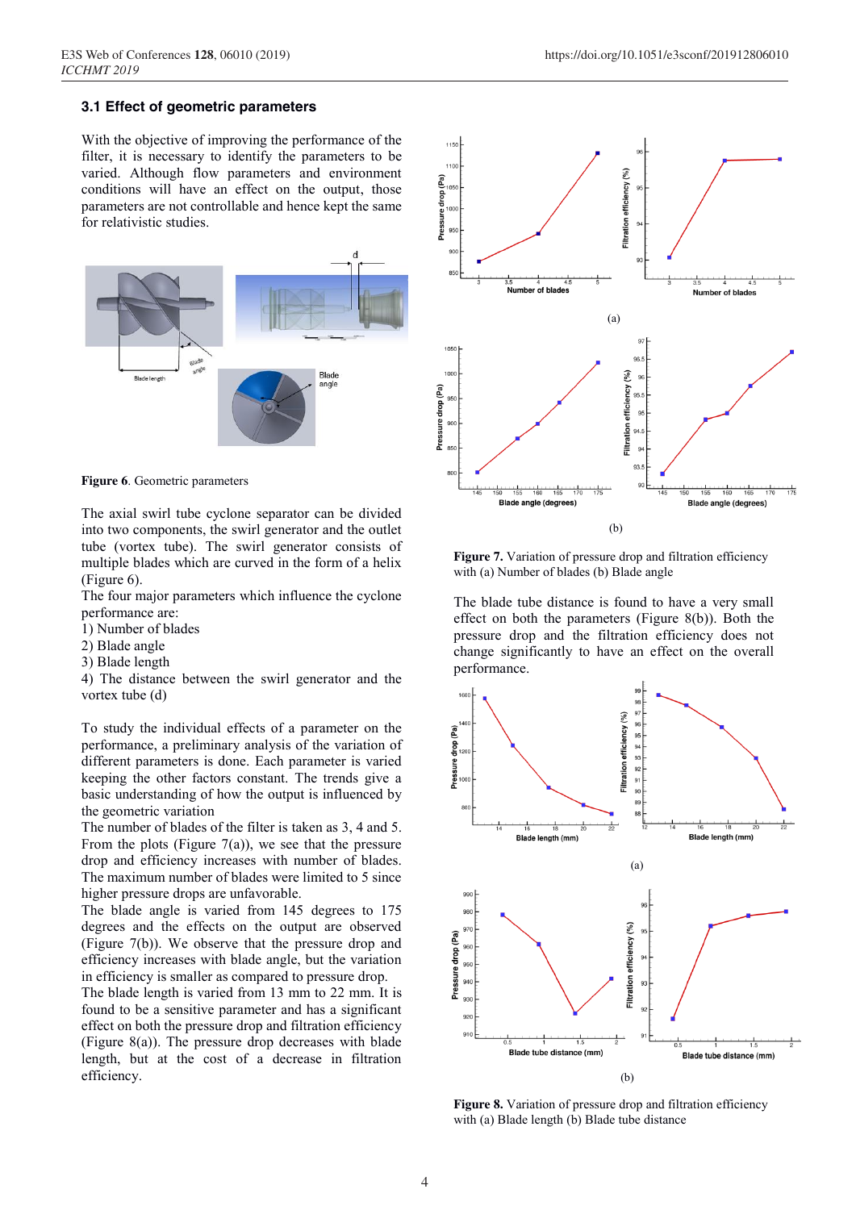### 3.1 Effect of geometric parameters

With the objective of improving the performance of the filter, it is necessary to identify the parameters to be varied. Although flow parameters and environment conditions will have an effect on the output, those parameters are not controllable and hence kept the same for relativistic studies.

**Figure 6**. Geometric parameters

The axial swirl tube cyclone separator can be divided into two components, the swirl generator and the outlet tube (vortex tube). The swirl generator consists of multiple blades which are curved in the form of a helix (Figure 6).

The four major parameters which influence the cyclone performance are:

1) Number of blades
2) Blade angle
3) Blade length
4) The distance between the swirl generator and the vortex tube (d)

To study the individual effects of a parameter on the performance, a preliminary analysis of the variation of different parameters is done. Each parameter is varied keeping the other factors constant. The trends give a basic understanding of how the output is influenced by the geometric variation

The number of blades of the filter is taken as 3, 4 and 5. From the plots (Figure 7(a)), we see that the pressure drop and efficiency increases with number of blades. The maximum number of blades were limited to 5 since higher pressure drops are unfavorable.

The blade angle is varied from 145 degrees to 175 degrees and the effects on the output are observed (Figure 7(b)). We observe that the pressure drop and efficiency increases with blade angle, but the variation in efficiency is smaller as compared to pressure drop.

The blade length is varied from 13 mm to 22 mm. It is found to be a sensitive parameter and has a significant effect on both the pressure drop and filtration efficiency (Figure 8(a)). The pressure drop decreases with blade length, but at the cost of a decrease in filtration efficiency.

**Figure 7.** Variation of pressure drop and filtration efficiency with (a) Number of blades (b) Blade angle

The blade tube distance is found to have a very small effect on both the parameters (Figure 8(b)). Both the pressure drop and the filtration efficiency does not change significantly to have an effect on the overall performance.

**Figure 8.** Variation of pressure drop and filtration efficiency with (a) Blade length (b) Blade tube distance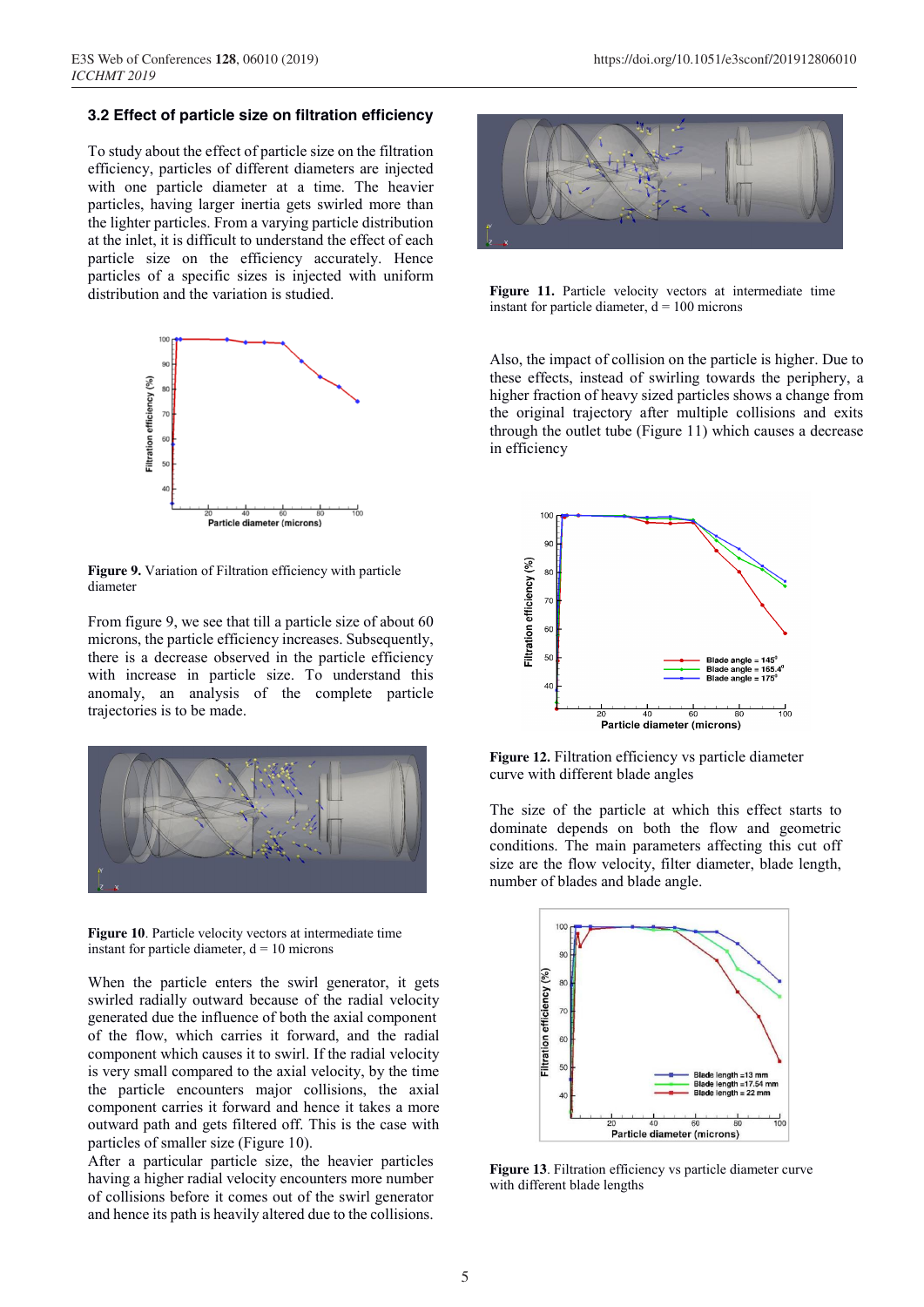### 3.2 Effect of particle size on filtration efficiency

To study about the effect of particle size on the filtration efficiency, particles of different diameters are injected with one particle diameter at a time. The heavier particles, having larger inertia gets swirled more than the lighter particles. From a varying particle distribution at the inlet, it is difficult to understand the effect of each particle size on the efficiency accurately. Hence particles of a specific sizes is injected with uniform distribution and the variation is studied.

**Figure 9.** Variation of Filtration efficiency with particle diameter

From figure 9, we see that till a particle size of about 60 microns, the particle efficiency increases. Subsequently, there is a decrease observed in the particle efficiency with increase in particle size. To understand this anomaly, an analysis of the complete particle trajectories is to be made.

**Figure 10**. Particle velocity vectors at intermediate time instant for particle diameter, d = 10 microns

When the particle enters the swirl generator, it gets swirled radially outward because of the radial velocity generated due the influence of both the axial component of the flow, which carries it forward, and the radial component which causes it to swirl. If the radial velocity is very small compared to the axial velocity, by the time the particle encounters major collisions, the axial component carries it forward and hence it takes a more outward path and gets filtered off. This is the case with particles of smaller size (Figure 10).

After a particular particle size, the heavier particles having a higher radial velocity encounters more number of collisions before it comes out of the swirl generator and hence its path is heavily altered due to the collisions.

**Figure 11.** Particle velocity vectors at intermediate time instant for particle diameter, d = 100 microns

Also, the impact of collision on the particle is higher. Due to these effects, instead of swirling towards the periphery, a higher fraction of heavy sized particles shows a change from the original trajectory after multiple collisions and exits through the outlet tube (Figure 11) which causes a decrease in efficiency

**Figure 12.** Filtration efficiency vs particle diameter curve with different blade angles

The size of the particle at which this effect starts to dominate depends on both the flow and geometric conditions. The main parameters affecting this cut off size are the flow velocity, filter diameter, blade length, number of blades and blade angle.

**Figure 13**. Filtration efficiency vs particle diameter curve with different blade lengths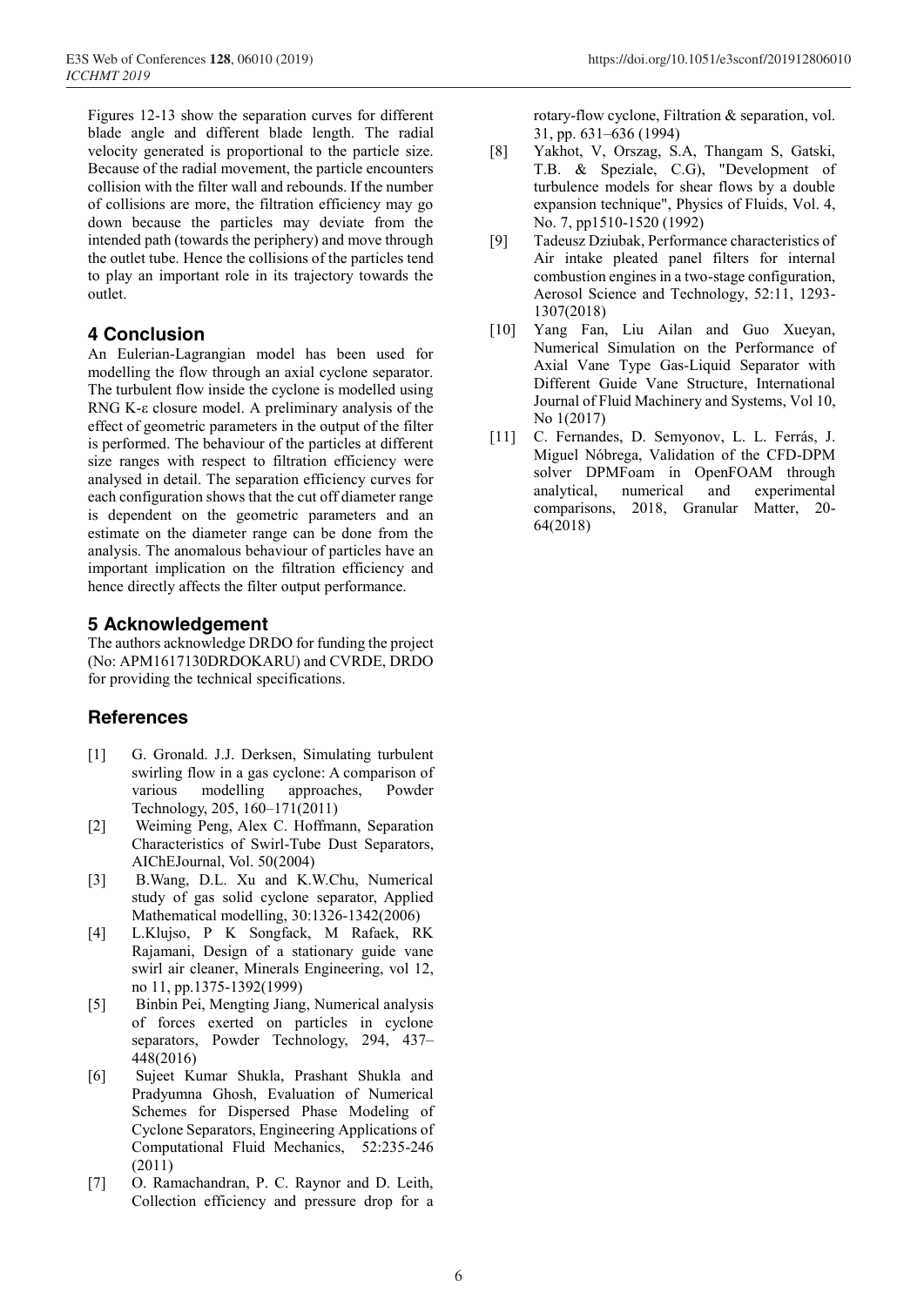Figures 12-13 show the separation curves for different blade angle and different blade length. The radial velocity generated is proportional to the particle size. Because of the radial movement, the particle encounters collision with the filter wall and rebounds. If the number of collisions are more, the filtration efficiency may go down because the particles may deviate from the intended path (towards the periphery) and move through the outlet tube. Hence the collisions of the particles tend to play an important role in its trajectory towards the outlet.

## 4 Conclusion

An Eulerian-Lagrangian model has been used for modelling the flow through an axial cyclone separator. The turbulent flow inside the cyclone is modelled using RNG K-ε closure model. A preliminary analysis of the effect of geometric parameters in the output of the filter is performed. The behaviour of the particles at different size ranges with respect to filtration efficiency were analysed in detail. The separation efficiency curves for each configuration shows that the cut off diameter range is dependent on the geometric parameters and an estimate on the diameter range can be done from the analysis. The anomalous behaviour of particles have an important implication on the filtration efficiency and hence directly affects the filter output performance.

## 5 Acknowledgement

The authors acknowledge DRDO for funding the project (No: APM1617130DRDOKARU) and CVRDE, DRDO for providing the technical specifications.

## References

[1] G. Gronald. J.J. Derksen, Simulating turbulent swirling flow in a gas cyclone: A comparison of various modelling approaches, Powder Technology, 205, 160–171(2011)

[2] Weiming Peng, Alex C. Hoffmann, Separation Characteristics of Swirl-Tube Dust Separators, AIChEJournal, Vol. 50(2004)

[3] B.Wang, D.L. Xu and K.W.Chu, Numerical study of gas solid cyclone separator, Applied Mathematical modelling, 30:1326-1342(2006)

[4] L.Klujso, P K Songfack, M Rafaek, RK Rajamani, Design of a stationary guide vane swirl air cleaner, Minerals Engineering, vol 12, no 11, pp.1375-1392(1999)

[5] Binbin Pei, Mengting Jiang, Numerical analysis of forces exerted on particles in cyclone separators, Powder Technology, 294, 437–448(2016)

[6] Sujeet Kumar Shukla, Prashant Shukla and Pradyumna Ghosh, Evaluation of Numerical Schemes for Dispersed Phase Modeling of Cyclone Separators, Engineering Applications of Computational Fluid Mechanics, 52:235-246 (2011)

[7] O. Ramachandran, P. C. Raynor and D. Leith, Collection efficiency and pressure drop for a rotary-flow cyclone, Filtration & separation, vol. 31, pp. 631–636 (1994)

[8] Yakhot, V, Orszag, S.A, Thangam S, Gatski, T.B. & Speziale, C.G), "Development of turbulence models for shear flows by a double expansion technique", Physics of Fluids, Vol. 4, No. 7, pp1510-1520 (1992)

[9] Tadeusz Dziubak, Performance characteristics of Air intake pleated panel filters for internal combustion engines in a two-stage configuration, Aerosol Science and Technology, 52:11, 1293-1307(2018)

[10] Yang Fan, Liu Ailan and Guo Xueyan, Numerical Simulation on the Performance of Axial Vane Type Gas-Liquid Separator with Different Guide Vane Structure, International Journal of Fluid Machinery and Systems, Vol 10, No 1(2017)

[11] C. Fernandes, D. Semyonov, L. L. Ferrás, J. Miguel Nóbrega, Validation of the CFD-DPM solver DPMFoam in OpenFOAM through analytical, numerical and experimental comparisons, 2018, Granular Matter, 20-64(2018)